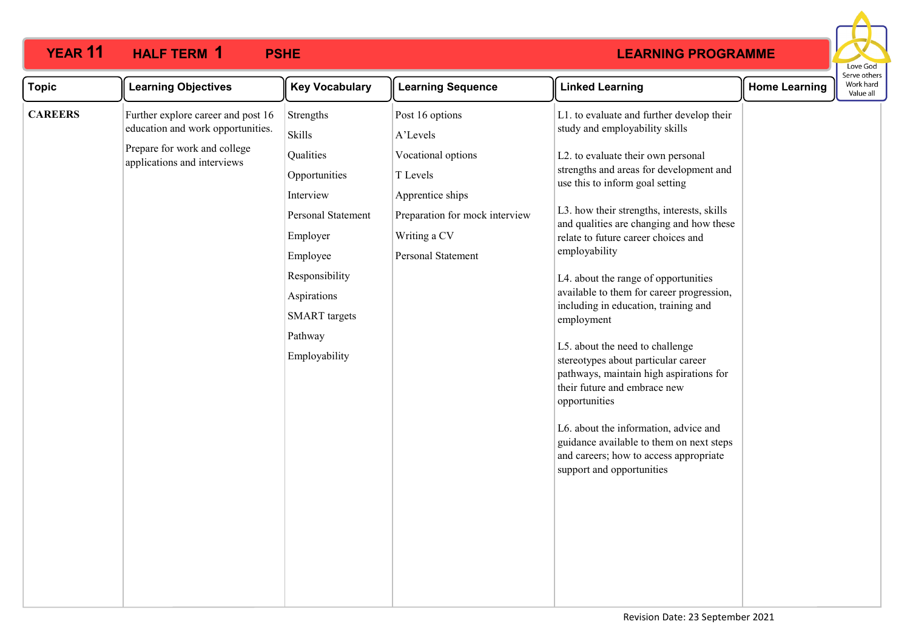# YEAR 11 HALF TERM 1 PSHE LEARNING PROGRAMME

Love God
Serve others
Work hard
Value all

| Topic | Learning Objectives | Key Vocabulary | Learning Sequence | Linked Learning | Home Learning |
|---|---|---|---|---|---|
| **CAREERS** | Further explore career and post 16 education and work opportunities.<br><br>Prepare for work and college applications and interviews | Strengths<br>Skills<br>Qualities<br>Opportunities<br>Interview<br>Personal Statement<br>Employer<br>Employee<br>Responsibility<br>Aspirations<br>SMART targets<br>Pathway<br>Employability | Post 16 options<br>A'Levels<br>Vocational options<br>T Levels<br>Apprentice ships<br>Preparation for mock interview<br>Writing a CV<br>Personal Statement | L1. to evaluate and further develop their study and employability skills<br><br>L2. to evaluate their own personal strengths and areas for development and use this to inform goal setting<br><br>L3. how their strengths, interests, skills and qualities are changing and how these relate to future career choices and employability<br><br>L4. about the range of opportunities available to them for career progression, including in education, training and employment<br><br>L5. about the need to challenge stereotypes about particular career pathways, maintain high aspirations for their future and embrace new opportunities<br><br>L6. about the information, advice and guidance available to them on next steps and careers; how to access appropriate support and opportunities | |

Revision Date: 23 September 2021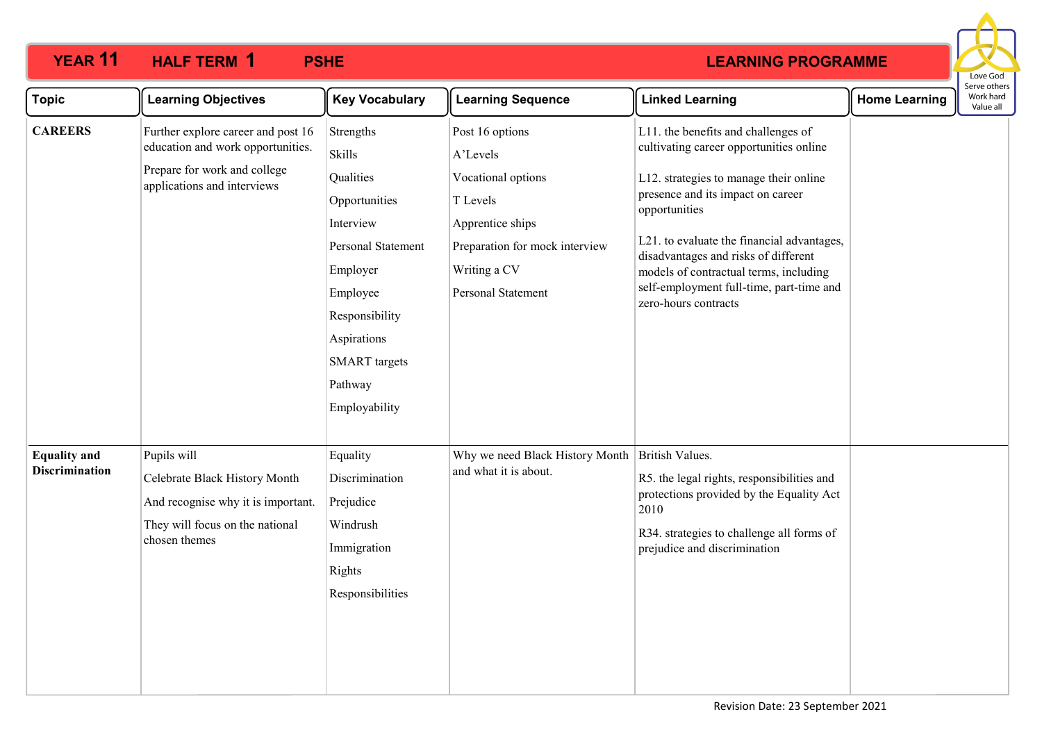**YEAR 11 HALF TERM 1 PSHE LEARNING PROGRAMME**

| Topic | Learning Objectives | Key Vocabulary | Learning Sequence | Linked Learning | Home Learning |
|---|---|---|---|---|---|
| **CAREERS** | Further explore career and post 16 education and work opportunities.<br><br>Prepare for work and college applications and interviews | Strengths<br>Skills<br>Qualities<br>Opportunities<br>Interview<br>Personal Statement<br>Employer<br>Employee<br>Responsibility<br>Aspirations<br>SMART targets<br>Pathway<br>Employability | Post 16 options<br>A'Levels<br>Vocational options<br>T Levels<br>Apprentice ships<br>Preparation for mock interview<br>Writing a CV<br>Personal Statement | L11. the benefits and challenges of cultivating career opportunities online<br><br>L12. strategies to manage their online presence and its impact on career opportunities<br><br>L21. to evaluate the financial advantages, disadvantages and risks of different models of contractual terms, including self-employment full-time, part-time and zero-hours contracts | |
| **Equality and Discrimination** | Pupils will<br>Celebrate Black History Month<br>And recognise why it is important.<br>They will focus on the national chosen themes | Equality<br>Discrimination<br>Prejudice<br>Windrush<br>Immigration<br>Rights<br>Responsibilities | Why we need Black History Month and what it is about. | British Values.<br><br>R5. the legal rights, responsibilities and protections provided by the Equality Act 2010<br><br>R34. strategies to challenge all forms of prejudice and discrimination | |

Revision Date: 23 September 2021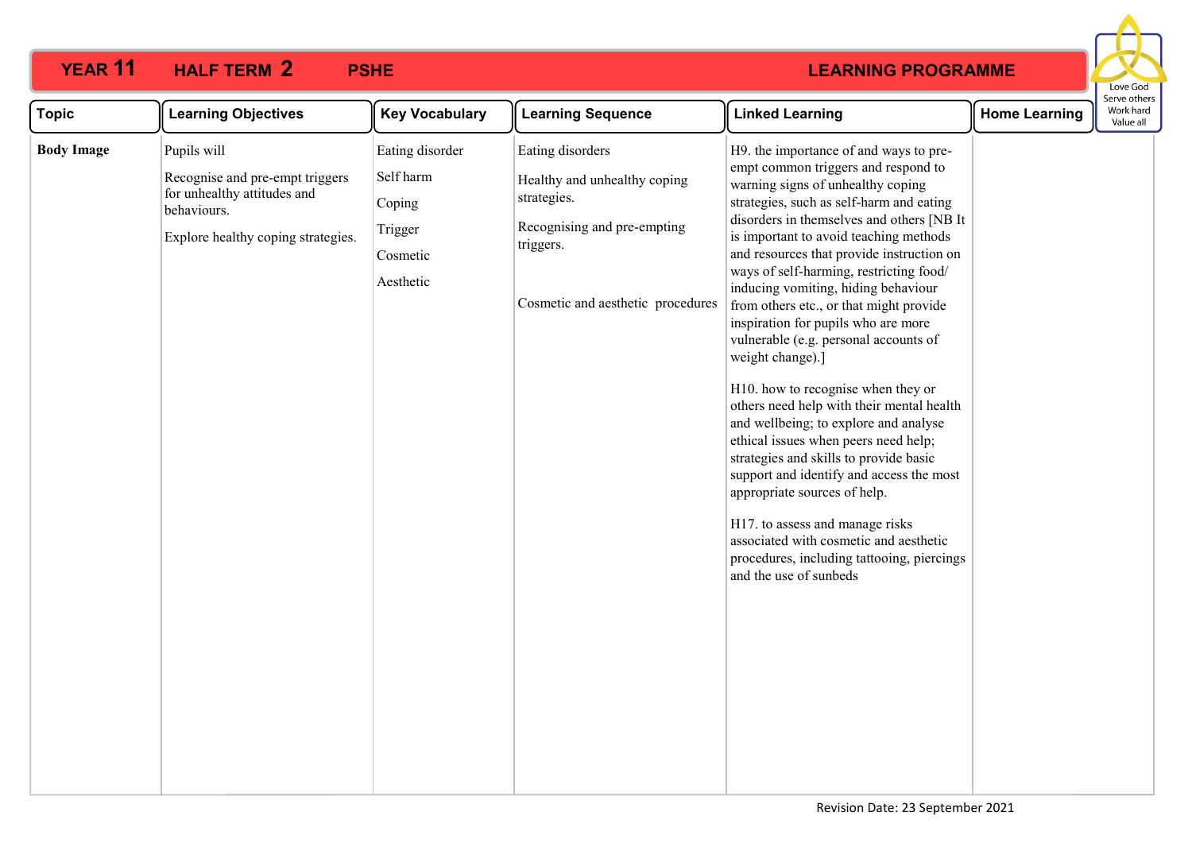**YEAR 11 HALF TERM 2 PSHE LEARNING PROGRAMME**

Love God
Serve others
Work hard
Value all

| Topic | Learning Objectives | Key Vocabulary | Learning Sequence | Linked Learning | Home Learning |
|---|---|---|---|---|---|
| **Body Image** | Pupils will<br><br>Recognise and pre-empt triggers for unhealthy attitudes and behaviours.<br><br>Explore healthy coping strategies. | Eating disorder<br><br>Self harm<br><br>Coping<br><br>Trigger<br><br>Cosmetic<br><br>Aesthetic | Eating disorders<br><br>Healthy and unhealthy coping strategies.<br><br>Recognising and pre-empting triggers.<br><br>Cosmetic and aesthetic procedures | H9. the importance of and ways to pre-empt common triggers and respond to warning signs of unhealthy coping strategies, such as self-harm and eating disorders in themselves and others [NB It is important to avoid teaching methods and resources that provide instruction on ways of self-harming, restricting food/ inducing vomiting, hiding behaviour from others etc., or that might provide inspiration for pupils who are more vulnerable (e.g. personal accounts of weight change).]<br><br>H10. how to recognise when they or others need help with their mental health and wellbeing; to explore and analyse ethical issues when peers need help; strategies and skills to provide basic support and identify and access the most appropriate sources of help.<br><br>H17. to assess and manage risks associated with cosmetic and aesthetic procedures, including tattooing, piercings and the use of sunbeds | |

Revision Date: 23 September 2021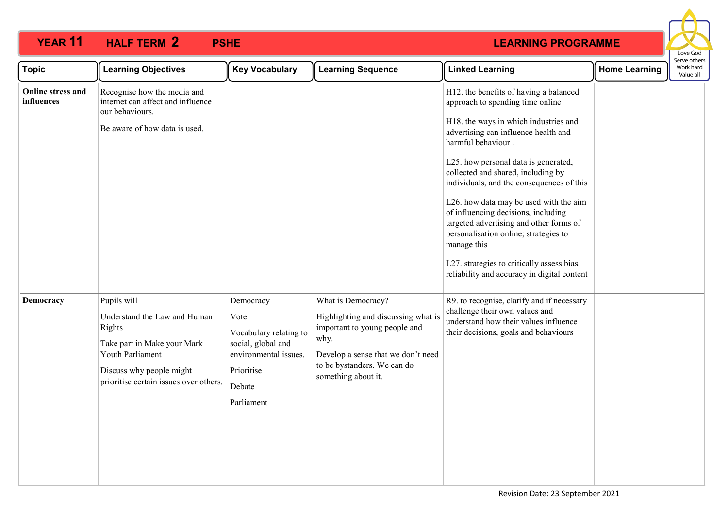**YEAR 11 HALF TERM 2 PSHE LEARNING PROGRAMME**

| Topic | Learning Objectives | Key Vocabulary | Learning Sequence | Linked Learning | Home Learning |
|---|---|---|---|---|---|
| **Online stress and influences** | Recognise how the media and internet can affect and influence our behaviours.<br><br>Be aware of how data is used. | | | H12. the benefits of having a balanced approach to spending time online<br><br>H18. the ways in which industries and advertising can influence health and harmful behaviour .<br><br>L25. how personal data is generated, collected and shared, including by individuals, and the consequences of this<br><br>L26. how data may be used with the aim of influencing decisions, including targeted advertising and other forms of personalisation online; strategies to manage this<br><br>L27. strategies to critically assess bias, reliability and accuracy in digital content | |
| **Democracy** | Pupils will<br><br>Understand the Law and Human Rights<br><br>Take part in Make your Mark Youth Parliament<br><br>Discuss why people might prioritise certain issues over others. | Democracy<br><br>Vote<br><br>Vocabulary relating to social, global and environmental issues.<br><br>Prioritise<br><br>Debate<br><br>Parliament | What is Democracy?<br><br>Highlighting and discussing what is important to young people and why.<br><br>Develop a sense that we don't need to be bystanders. We can do something about it. | R9. to recognise, clarify and if necessary challenge their own values and understand how their values influence their decisions, goals and behaviours | |

Revision Date: 23 September 2021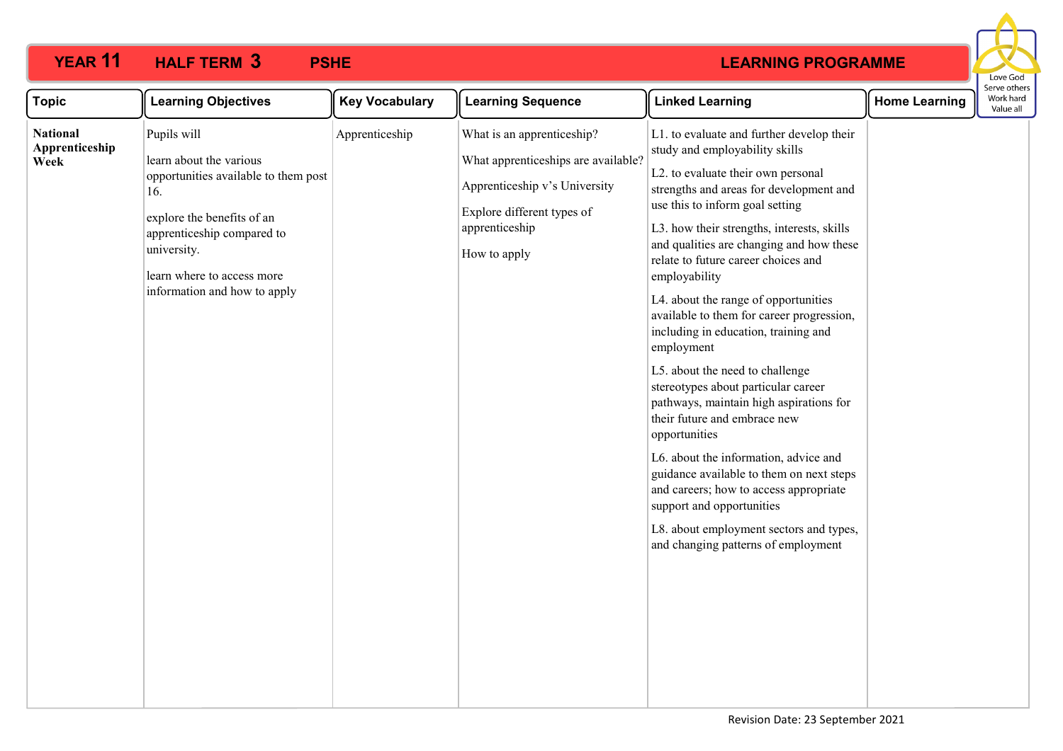# YEAR 11 HALF TERM 3 PSHE LEARNING PROGRAMME

Love God
Serve others
Work hard
Value all

| Topic | Learning Objectives | Key Vocabulary | Learning Sequence | Linked Learning | Home Learning |
|---|---|---|---|---|---|
| **National Apprenticeship Week** | Pupils will<br><br>learn about the various opportunities available to them post 16.<br><br>explore the benefits of an apprenticeship compared to university.<br><br>learn where to access more information and how to apply | Apprenticeship | What is an apprenticeship?<br><br>What apprenticeships are available?<br><br>Apprenticeship v's University<br><br>Explore different types of apprenticeship<br><br>How to apply | L1. to evaluate and further develop their study and employability skills<br><br>L2. to evaluate their own personal strengths and areas for development and use this to inform goal setting<br><br>L3. how their strengths, interests, skills and qualities are changing and how these relate to future career choices and employability<br><br>L4. about the range of opportunities available to them for career progression, including in education, training and employment<br><br>L5. about the need to challenge stereotypes about particular career pathways, maintain high aspirations for their future and embrace new opportunities<br><br>L6. about the information, advice and guidance available to them on next steps and careers; how to access appropriate support and opportunities<br><br>L8. about employment sectors and types, and changing patterns of employment | |

Revision Date: 23 September 2021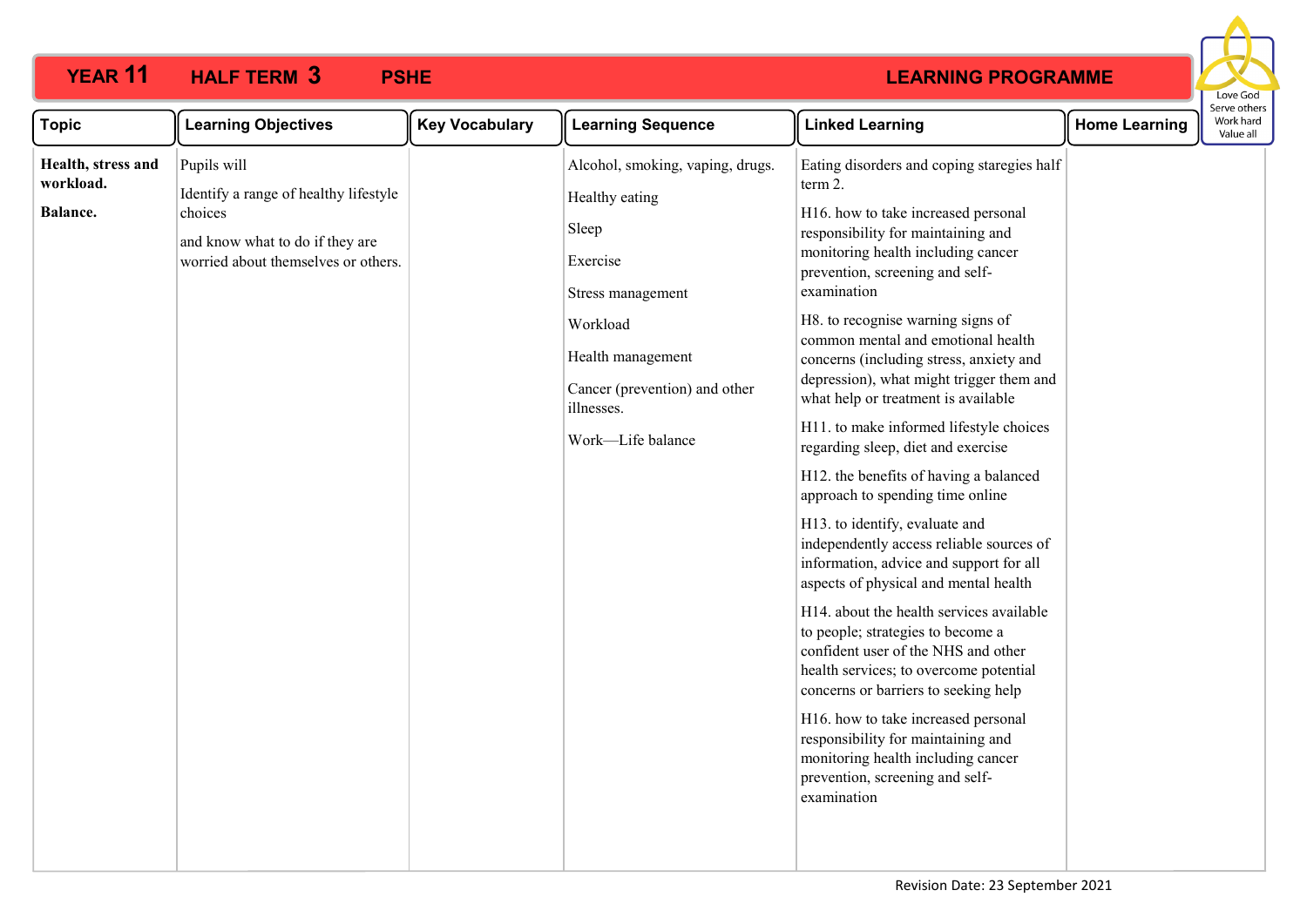**YEAR 11 HALF TERM 3 PSHE LEARNING PROGRAMME**

Love God
Serve others
Work hard
Value all

| Topic | Learning Objectives | Key Vocabulary | Learning Sequence | Linked Learning | Home Learning |
|---|---|---|---|---|---|
| **Health, stress and workload.**<br><br>**Balance.** | Pupils will<br><br>Identify a range of healthy lifestyle choices<br><br>and know what to do if they are worried about themselves or others. | | Alcohol, smoking, vaping, drugs.<br><br>Healthy eating<br><br>Sleep<br><br>Exercise<br><br>Stress management<br><br>Workload<br><br>Health management<br><br>Cancer (prevention) and other illnesses.<br><br>Work—Life balance | Eating disorders and coping staregies half term 2.<br><br>H16. how to take increased personal responsibility for maintaining and monitoring health including cancer prevention, screening and self-examination<br><br>H8. to recognise warning signs of common mental and emotional health concerns (including stress, anxiety and depression), what might trigger them and what help or treatment is available<br><br>H11. to make informed lifestyle choices regarding sleep, diet and exercise<br><br>H12. the benefits of having a balanced approach to spending time online<br><br>H13. to identify, evaluate and independently access reliable sources of information, advice and support for all aspects of physical and mental health<br><br>H14. about the health services available to people; strategies to become a confident user of the NHS and other health services; to overcome potential concerns or barriers to seeking help<br><br>H16. how to take increased personal responsibility for maintaining and monitoring health including cancer prevention, screening and self-examination | |

Revision Date: 23 September 2021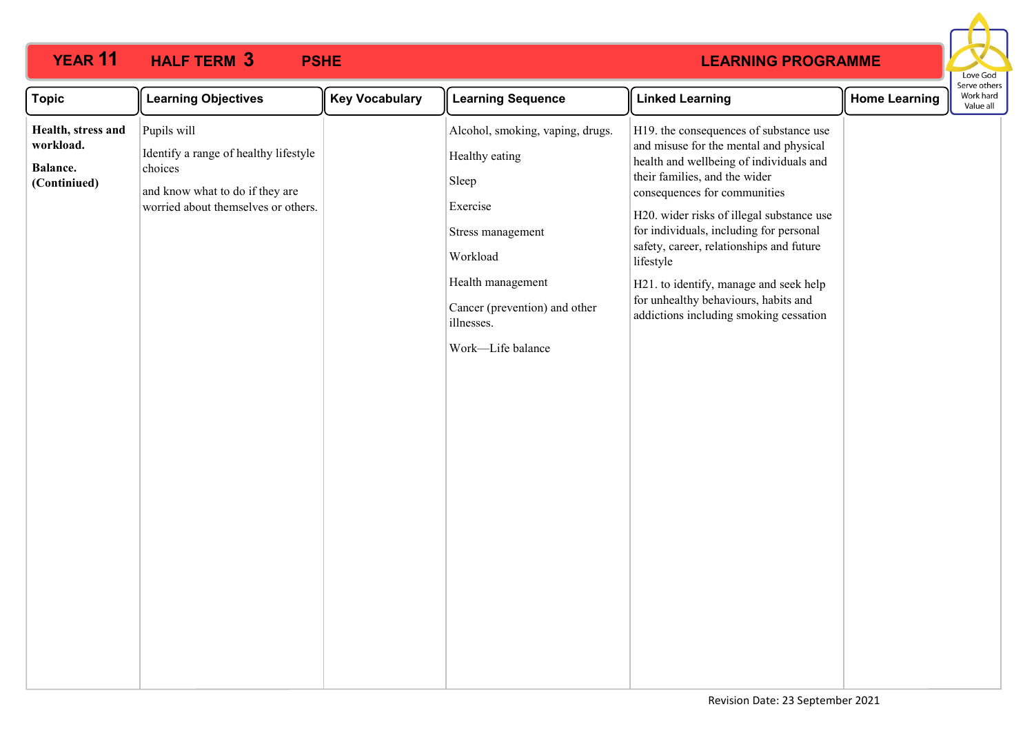# YEAR 11 HALF TERM 3 PSHE LEARNING PROGRAMME

Love God
Serve others
Work hard
Value all

| Topic | Learning Objectives | Key Vocabulary | Learning Sequence | Linked Learning | Home Learning |
|---|---|---|---|---|---|
| **Health, stress and workload.**<br><br>**Balance. (Continiued)** | Pupils will<br><br>Identify a range of healthy lifestyle choices<br><br>and know what to do if they are worried about themselves or others. | | Alcohol, smoking, vaping, drugs.<br><br>Healthy eating<br><br>Sleep<br><br>Exercise<br><br>Stress management<br><br>Workload<br><br>Health management<br><br>Cancer (prevention) and other illnesses.<br><br>Work—Life balance | H19. the consequences of substance use and misuse for the mental and physical health and wellbeing of individuals and their families, and the wider consequences for communities<br><br>H20. wider risks of illegal substance use for individuals, including for personal safety, career, relationships and future lifestyle<br><br>H21. to identify, manage and seek help for unhealthy behaviours, habits and addictions including smoking cessation | |

Revision Date: 23 September 2021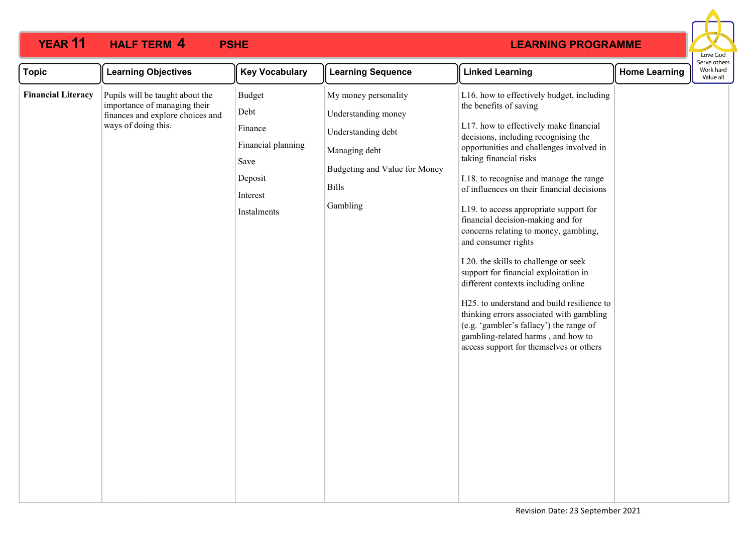**YEAR 11 HALF TERM 4 PSHE LEARNING PROGRAMME**

| Topic | Learning Objectives | Key Vocabulary | Learning Sequence | Linked Learning | Home Learning |
|---|---|---|---|---|---|
| **Financial Literacy** | Pupils will be taught about the importance of managing their finances and explore choices and ways of doing this. | Budget<br>Debt<br>Finance<br>Financial planning<br>Save<br>Deposit<br>Interest<br>Instalments | My money personality<br>Understanding money<br>Understanding debt<br>Managing debt<br>Budgeting and Value for Money<br>Bills<br>Gambling | L16. how to effectively budget, including the benefits of saving<br><br>L17. how to effectively make financial decisions, including recognising the opportunities and challenges involved in taking financial risks<br><br>L18. to recognise and manage the range of influences on their financial decisions<br><br>L19. to access appropriate support for financial decision-making and for concerns relating to money, gambling, and consumer rights<br><br>L20. the skills to challenge or seek support for financial exploitation in different contexts including online<br><br>H25. to understand and build resilience to thinking errors associated with gambling (e.g. 'gambler's fallacy') the range of gambling-related harms , and how to access support for themselves or others | |

Revision Date: 23 September 2021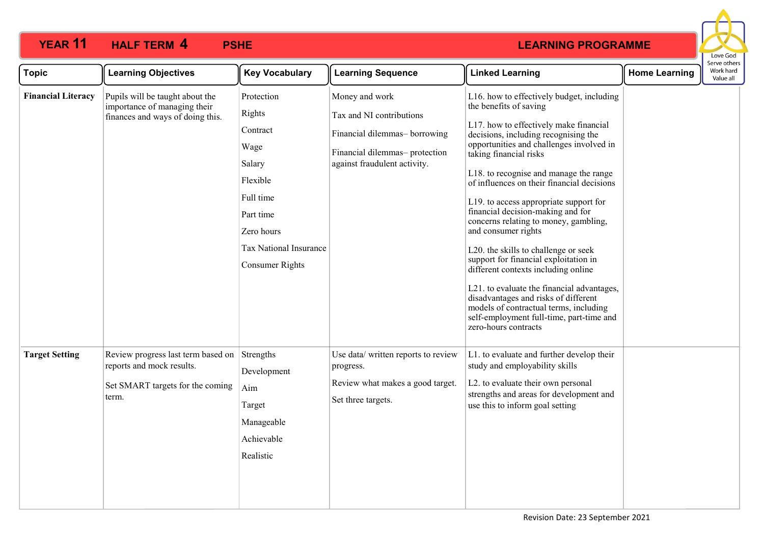# YEAR 11 HALF TERM 4 PSHE LEARNING PROGRAMME

Love God
Serve others
Work hard
Value all

| Topic | Learning Objectives | Key Vocabulary | Learning Sequence | Linked Learning | Home Learning |
|---|---|---|---|---|---|
| **Financial Literacy** | Pupils will be taught about the importance of managing their finances and ways of doing this. | Protection<br>Rights<br>Contract<br>Wage<br>Salary<br>Flexible<br>Full time<br>Part time<br>Zero hours<br>Tax National Insurance<br>Consumer Rights | Money and work<br><br>Tax and NI contributions<br><br>Financial dilemmas– borrowing<br><br>Financial dilemmas– protection against fraudulent activity. | L16. how to effectively budget, including the benefits of saving<br><br>L17. how to effectively make financial decisions, including recognising the opportunities and challenges involved in taking financial risks<br><br>L18. to recognise and manage the range of influences on their financial decisions<br><br>L19. to access appropriate support for financial decision-making and for concerns relating to money, gambling, and consumer rights<br><br>L20. the skills to challenge or seek support for financial exploitation in different contexts including online<br><br>L21. to evaluate the financial advantages, disadvantages and risks of different models of contractual terms, including self-employment full-time, part-time and zero-hours contracts | |
| **Target Setting** | Review progress last term based on reports and mock results.<br><br>Set SMART targets for the coming term. | Strengths<br>Development<br>Aim<br>Target<br>Manageable<br>Achievable<br>Realistic | Use data/ written reports to review progress.<br><br>Review what makes a good target.<br><br>Set three targets. | L1. to evaluate and further develop their study and employability skills<br><br>L2. to evaluate their own personal strengths and areas for development and use this to inform goal setting | |

Revision Date: 23 September 2021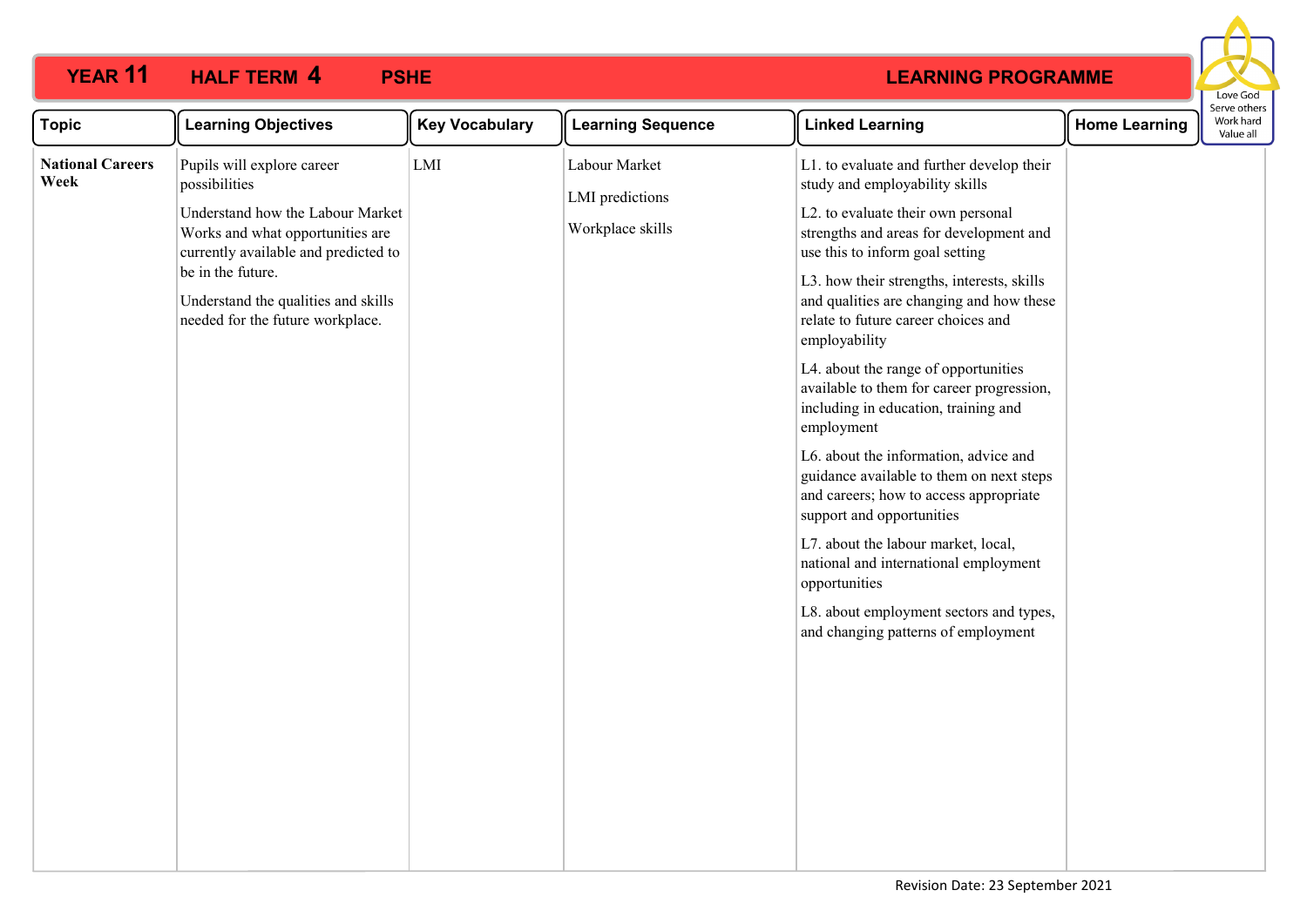**YEAR 11 HALF TERM 4 PSHE LEARNING PROGRAMME**

Love God
Serve others
Work hard
Value all

| Topic | Learning Objectives | Key Vocabulary | Learning Sequence | Linked Learning | Home Learning |
|---|---|---|---|---|---|
| **National Careers Week** | Pupils will explore career possibilities<br><br>Understand how the Labour Market Works and what opportunities are currently available and predicted to be in the future.<br><br>Understand the qualities and skills needed for the future workplace. | LMI | Labour Market<br><br>LMI predictions<br><br>Workplace skills | L1. to evaluate and further develop their study and employability skills<br><br>L2. to evaluate their own personal strengths and areas for development and use this to inform goal setting<br><br>L3. how their strengths, interests, skills and qualities are changing and how these relate to future career choices and employability<br><br>L4. about the range of opportunities available to them for career progression, including in education, training and employment<br><br>L6. about the information, advice and guidance available to them on next steps and careers; how to access appropriate support and opportunities<br><br>L7. about the labour market, local, national and international employment opportunities<br><br>L8. about employment sectors and types, and changing patterns of employment | |

Revision Date: 23 September 2021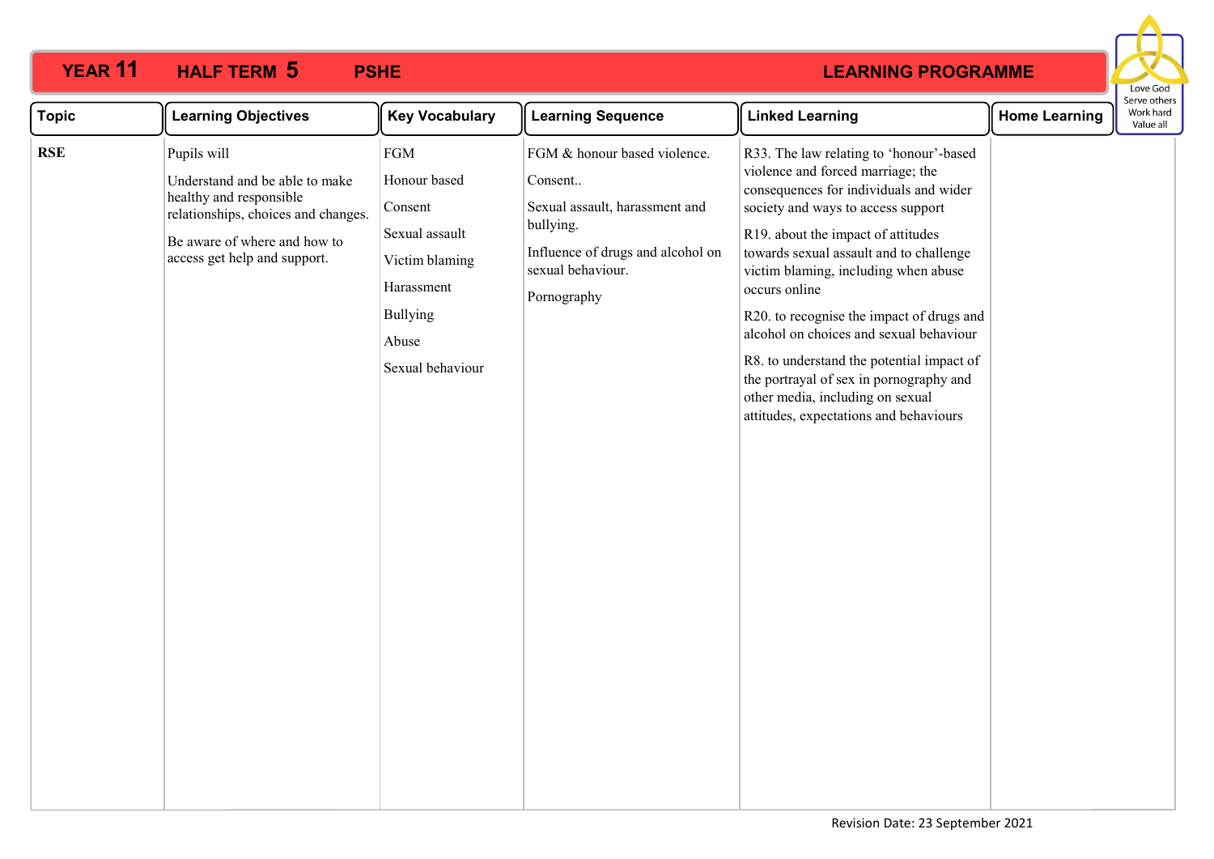# YEAR 11 HALF TERM 5 PSHE LEARNING PROGRAMME

Love God
Serve others
Work hard
Value all

| Topic | Learning Objectives | Key Vocabulary | Learning Sequence | Linked Learning | Home Learning |
|---|---|---|---|---|---|
| **RSE** | Pupils will<br><br>Understand and be able to make healthy and responsible relationships, choices and changes.<br><br>Be aware of where and how to access get help and support. | FGM<br><br>Honour based<br><br>Consent<br><br>Sexual assault<br><br>Victim blaming<br><br>Harassment<br><br>Bullying<br><br>Abuse<br><br>Sexual behaviour | FGM & honour based violence.<br><br>Consent..<br><br>Sexual assault, harassment and bullying.<br><br>Influence of drugs and alcohol on sexual behaviour.<br><br>Pornography | R33. The law relating to 'honour'-based violence and forced marriage; the consequences for individuals and wider society and ways to access support<br><br>R19. about the impact of attitudes towards sexual assault and to challenge victim blaming, including when abuse occurs online<br><br>R20. to recognise the impact of drugs and alcohol on choices and sexual behaviour<br><br>R8. to understand the potential impact of the portrayal of sex in pornography and other media, including on sexual attitudes, expectations and behaviours | |

Revision Date: 23 September 2021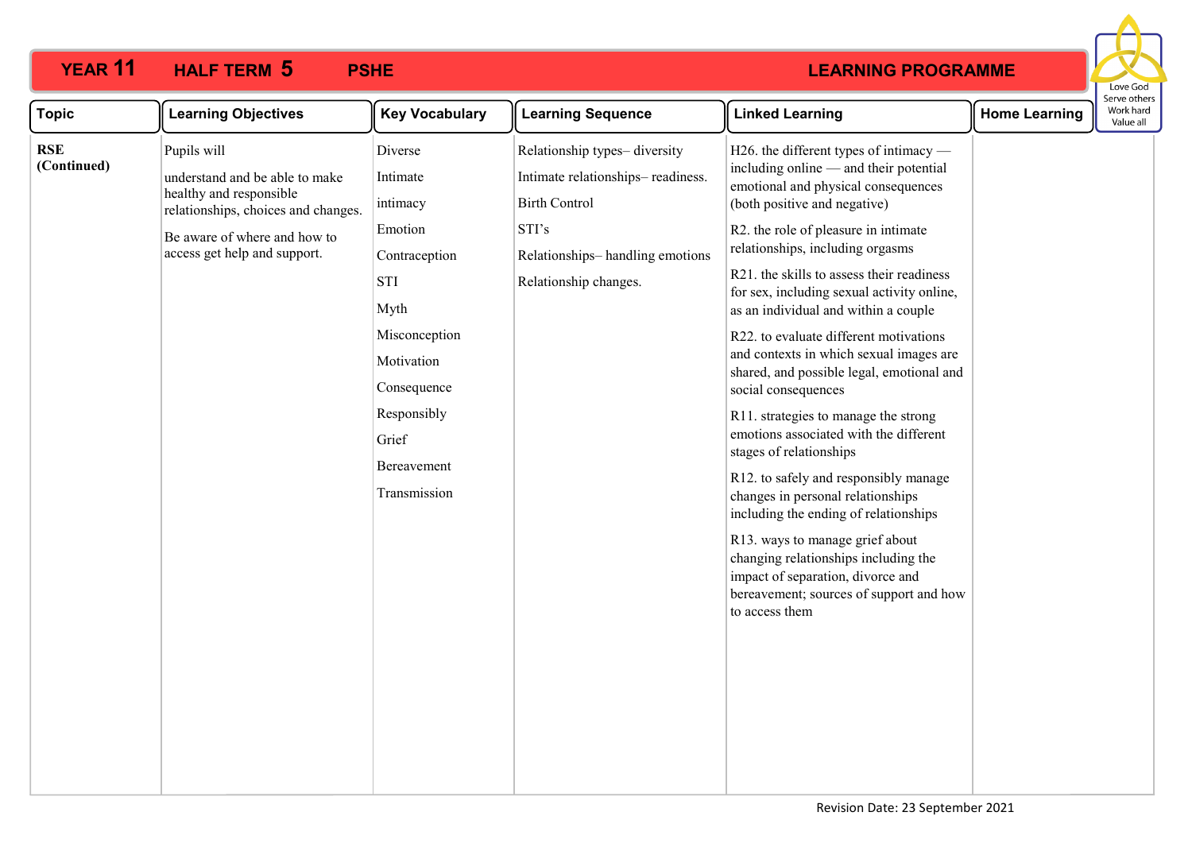**YEAR 11 HALF TERM 5 PSHE LEARNING PROGRAMME**

Love God
Serve others
Work hard
Value all

| Topic | Learning Objectives | Key Vocabulary | Learning Sequence | Linked Learning | Home Learning |
|---|---|---|---|---|---|
| **RSE (Continued)** | Pupils will<br><br>understand and be able to make healthy and responsible relationships, choices and changes.<br><br>Be aware of where and how to access get help and support. | Diverse<br><br>Intimate<br><br>intimacy<br><br>Emotion<br><br>Contraception<br><br>STI<br><br>Myth<br><br>Misconception<br><br>Motivation<br><br>Consequence<br><br>Responsibly<br><br>Grief<br><br>Bereavement<br><br>Transmission | Relationship types– diversity<br><br>Intimate relationships– readiness.<br><br>Birth Control<br><br>STI's<br><br>Relationships– handling emotions<br><br>Relationship changes. | H26. the different types of intimacy — including online — and their potential emotional and physical consequences (both positive and negative)<br><br>R2. the role of pleasure in intimate relationships, including orgasms<br><br>R21. the skills to assess their readiness for sex, including sexual activity online, as an individual and within a couple<br><br>R22. to evaluate different motivations and contexts in which sexual images are shared, and possible legal, emotional and social consequences<br><br>R11. strategies to manage the strong emotions associated with the different stages of relationships<br><br>R12. to safely and responsibly manage changes in personal relationships including the ending of relationships<br><br>R13. ways to manage grief about changing relationships including the impact of separation, divorce and bereavement; sources of support and how to access them | |

Revision Date: 23 September 2021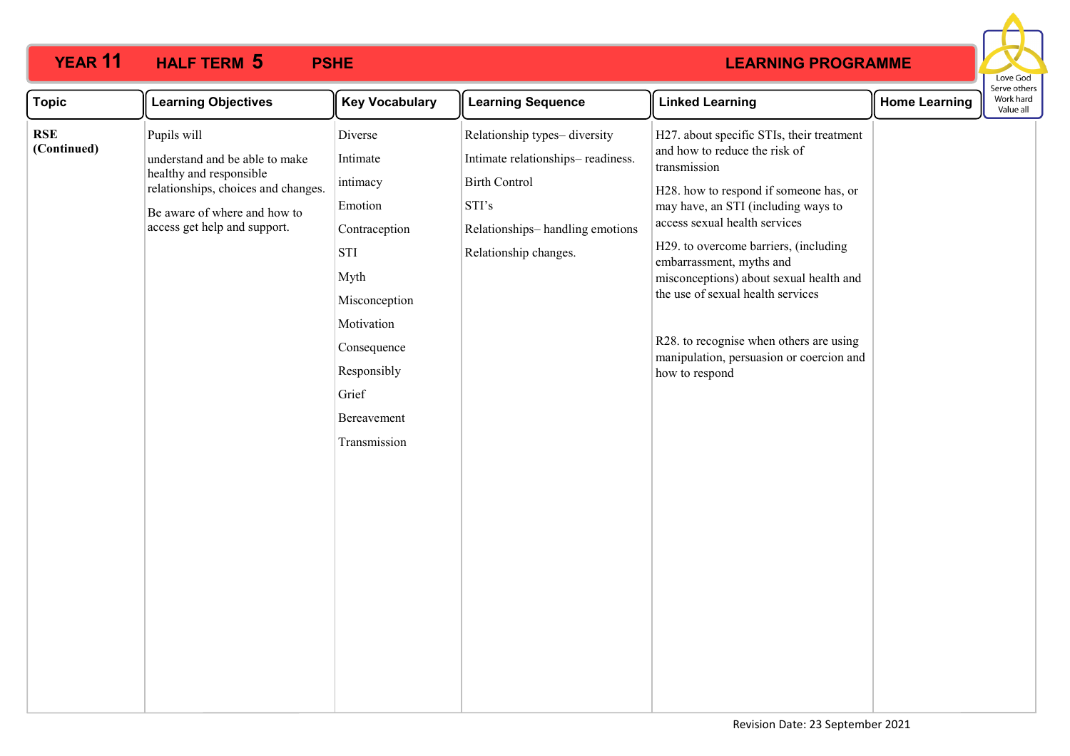**YEAR 11 HALF TERM 5 PSHE LEARNING PROGRAMME**

| Topic | Learning Objectives | Key Vocabulary | Learning Sequence | Linked Learning | Home Learning |
|---|---|---|---|---|---|
| **RSE (Continued)** | Pupils will<br><br>understand and be able to make healthy and responsible relationships, choices and changes.<br><br>Be aware of where and how to access get help and support. | Diverse<br>Intimate<br>intimacy<br>Emotion<br>Contraception<br>STI<br>Myth<br>Misconception<br>Motivation<br>Consequence<br>Responsibly<br>Grief<br>Bereavement<br>Transmission | Relationship types– diversity<br>Intimate relationships– readiness.<br>Birth Control<br>STI's<br>Relationships– handling emotions<br>Relationship changes. | H27. about specific STIs, their treatment and how to reduce the risk of transmission<br><br>H28. how to respond if someone has, or may have, an STI (including ways to access sexual health services<br><br>H29. to overcome barriers, (including embarrassment, myths and misconceptions) about sexual health and the use of sexual health services<br><br>R28. to recognise when others are using manipulation, persuasion or coercion and how to respond | |

Love God
Serve others
Work hard
Value all

Revision Date: 23 September 2021